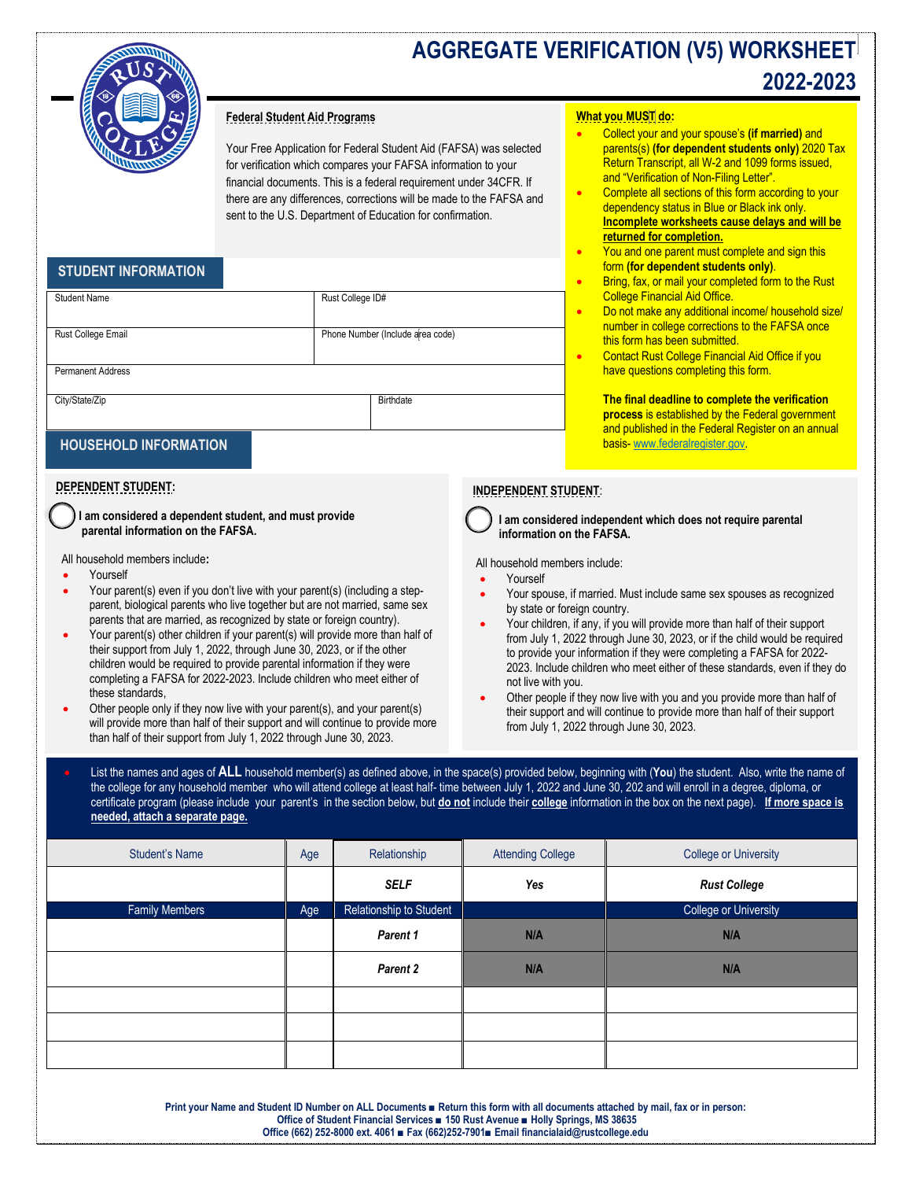# AGGREGATE VERIFICATION (V5) WORKSHEET 2022-2023

**Federal Student Aid Programs**

Your Free Application for Federal Student Aid (FAFSA) was selected for verification which compares your FAFSA information to your financial documents. This is a federal requirement under 34CFR. If there are any differences, corrections will be made to the FAFSA and sent to the U.S. Department of Education for confirmation.

**What you MUST do:**

- Collect your and your spouse's **(if married)** and parents(s) **(for dependent students only)** 2020 Tax Return Transcript, all W-2 and 1099 forms issued, and "Verification of Non-Filing Letter".
- Complete all sections of this form according to your dependency status in Blue or Black ink only. **Incomplete worksheets cause delays and will be returned for completion.**
- You and one parent must complete and sign this form **(for dependent students only)**.
- Bring, fax, or mail your completed form to the Rust College Financial Aid Office.
- Do not make any additional income/ household size/ number in college corrections to the FAFSA once this form has been submitted.
- Contact Rust College Financial Aid Office if you have questions completing this form.

**The final deadline to complete the verification process** is established by the Federal government and published in the Federal Register on an annual basis- www.federalregister.gov.

## STUDENT INFORMATION

| Student Name | Rust College ID# |
|---|---|
| Rust College Email | Phone Number (Include area code) |
| Permanent Address | |
| City/State/Zip | Birthdate |

## HOUSEHOLD INFORMATION

**DEPENDENT STUDENT:**

◯ **I am considered a dependent student, and must provide parental information on the FAFSA.**

All household members include**:**

- Yourself
- Your parent(s) even if you don't live with your parent(s) (including a step-parent, biological parents who live together but are not married, same sex parents that are married, as recognized by state or foreign country).
- Your parent(s) other children if your parent(s) will provide more than half of their support from July 1, 2022, through June 30, 2023, or if the other children would be required to provide parental information if they were completing a FAFSA for 2022-2023. Include children who meet either of these standards,
- Other people only if they now live with your parent(s), and your parent(s) will provide more than half of their support and will continue to provide more than half of their support from July 1, 2022 through June 30, 2023.

**INDEPENDENT STUDENT:**

◯ **I am considered independent which does not require parental information on the FAFSA.**

All household members include:

- Yourself
- Your spouse, if married. Must include same sex spouses as recognized by state or foreign country.
- Your children, if any, if you will provide more than half of their support from July 1, 2022 through June 30, 2023, or if the child would be required to provide your information if they were completing a FAFSA for 2022-2023. Include children who meet either of these standards, even if they do not live with you.
- Other people if they now live with you and you provide more than half of their support and will continue to provide more than half of their support from July 1, 2022 through June 30, 2023.

- List the names and ages of **ALL** household member(s) as defined above, in the space(s) provided below, beginning with (**You**) the student. Also, write the name of the college for any household member who will attend college at least half- time between July 1, 2022 and June 30, 202 and will enroll in a degree, diploma, or certificate program (please include your parent's in the section below, but **do not** include their **college** information in the box on the next page). **If more space is needed, attach a separate page.**

| Student's Name | Age | Relationship | Attending College | College or University |
|---|---|---|---|---|
| | | ***SELF*** | ***Yes*** | ***Rust College*** |
| **Family Members** | **Age** | **Relationship to Student** | | **College or University** |
| | | ***Parent 1*** | N/A | N/A |
| | | ***Parent 2*** | N/A | N/A |
| | | | | |
| | | | | |
| | | | | |

**Print your Name and Student ID Number on ALL Documents ■ Return this form with all documents attached by mail, fax or in person:**
**Office of Student Financial Services ■ 150 Rust Avenue ■ Holly Springs, MS 38635**
**Office (662) 252-8000 ext. 4061 ■ Fax (662)252-7901■ Email financialaid@rustcollege.edu**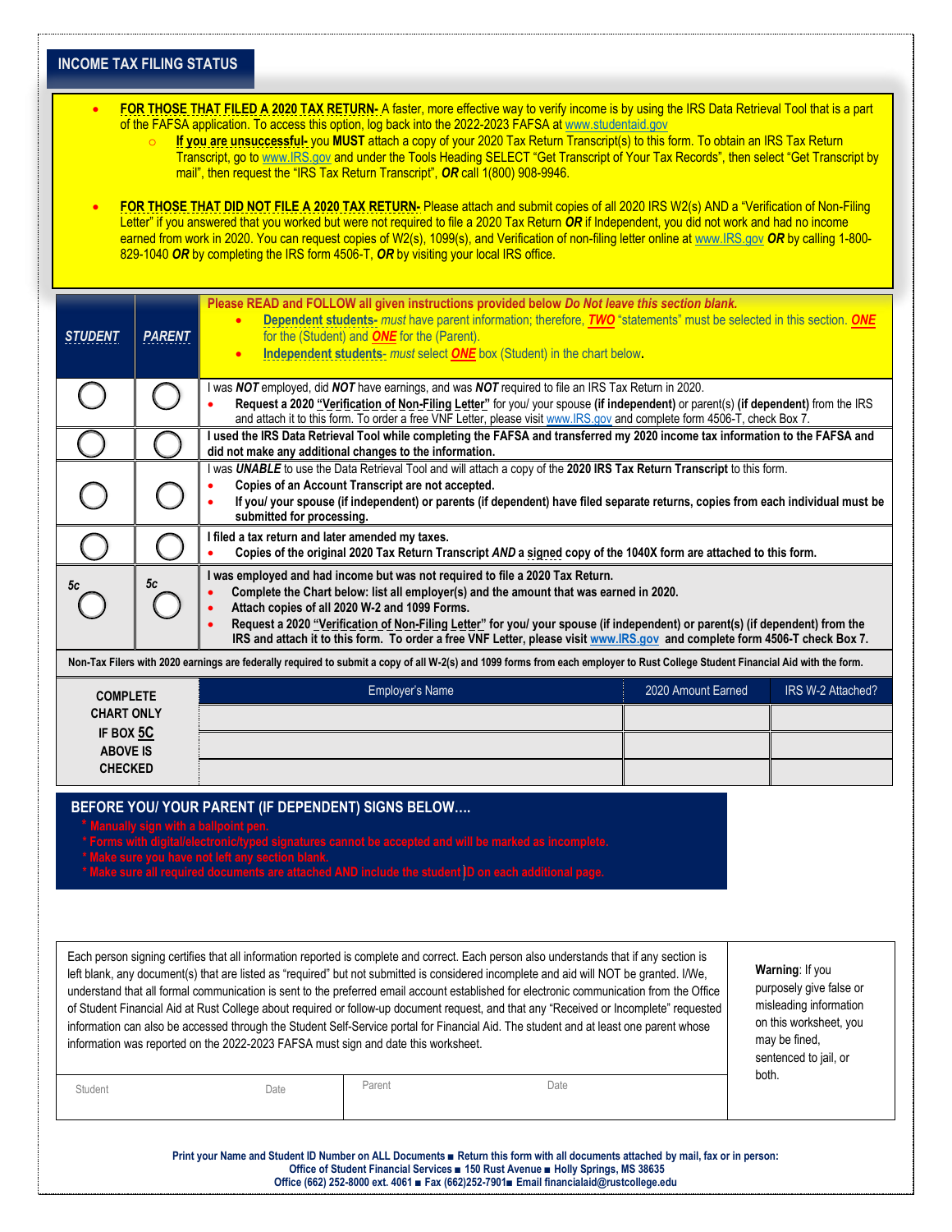## INCOME TAX FILING STATUS

- **FOR THOSE THAT FILED A 2020 TAX RETURN-** A faster, more effective way to verify income is by using the IRS Data Retrieval Tool that is a part of the FAFSA application. To access this option, log back into the 2022-2023 FAFSA at www.studentaid.gov
  - **If you are unsuccessful-** you **MUST** attach a copy of your 2020 Tax Return Transcript(s) to this form. To obtain an IRS Tax Return Transcript, go to www.IRS.gov and under the Tools Heading SELECT "Get Transcript of Your Tax Records", then select "Get Transcript by mail", then request the "IRS Tax Return Transcript", ***OR*** call 1(800) 908-9946.

- **FOR THOSE THAT DID NOT FILE A 2020 TAX RETURN-** Please attach and submit copies of all 2020 IRS W2(s) AND a "Verification of Non-Filing Letter" if you answered that you worked but were not required to file a 2020 Tax Return ***OR*** if Independent, you did not work and had no income earned from work in 2020. You can request copies of W2(s), 1099(s), and Verification of non-filing letter online at www.IRS.gov ***OR*** by calling 1-800-829-1040 ***OR*** by completing the IRS form 4506-T, ***OR*** by visiting your local IRS office.

| ***STUDENT*** | ***PARENT*** | Please READ and FOLLOW all given instructions provided below *Do Not leave this section blank.*<br>• **Dependent students-** *must* have parent information; therefore, ***TWO*** "statements" must be selected in this section. ***ONE*** for the (Student) and ***ONE*** for the (Parent).<br>• **Independent students-** *must* select ***ONE*** box (Student) in the chart below. |
|---|---|---|
| ◯ | ◯ | I was ***NOT*** employed, did ***NOT*** have earnings, and was ***NOT*** required to file an IRS Tax Return in 2020.<br>• **Request a 2020 "Verification of Non-Filing Letter"** for you/ your spouse **(if independent)** or parent(s) **(if dependent)** from the IRS and attach it to this form. To order a free VNF Letter, please visit www.IRS.gov and complete form 4506-T, check Box 7. |
| ◯ | ◯ | **I used the IRS Data Retrieval Tool while completing the FAFSA and transferred my 2020 income tax information to the FAFSA and did not make any additional changes to the information.** |
| ◯ | ◯ | I was ***UNABLE*** to use the Data Retrieval Tool and will attach a copy of the **2020 IRS Tax Return Transcript** to this form.<br>• **Copies of an Account Transcript are not accepted.**<br>• **If you/ your spouse (if independent) or parents (if dependent) have filed separate returns, copies from each individual must be submitted for processing.** |
| ◯ | ◯ | **I filed a tax return and later amended my taxes.**<br>• **Copies of the original 2020 Tax Return Transcript *AND* a signed copy of the 1040X form are attached to this form.** |
| *5c* ◯ | *5c* ◯ | **I was employed and had income but was not required to file a 2020 Tax Return.**<br>• **Complete the Chart below: list all employer(s) and the amount that was earned in 2020.**<br>• **Attach copies of all 2020 W-2 and 1099 Forms.**<br>• **Request a 2020 "Verification of Non-Filing Letter" for you/ your spouse (if independent) or parent(s) (if dependent) from the IRS and attach it to this form. To order a free VNF Letter, please visit www.IRS.gov and complete form 4506-T check Box 7.** |

**Non-Tax Filers with 2020 earnings are federally required to submit a copy of all W-2(s) and 1099 forms from each employer to Rust College Student Financial Aid with the form.**

| **COMPLETE CHART ONLY IF BOX 5C ABOVE IS CHECKED** | Employer's Name | 2020 Amount Earned | IRS W-2 Attached? |
|---|---|---|---|
| | | | |
| | | | |
| | | | |

### BEFORE YOU/ YOUR PARENT (IF DEPENDENT) SIGNS BELOW….

* Manually sign with a ballpoint pen.
* Forms with digital/electronic/typed signatures cannot be accepted and will be marked as incomplete.
* Make sure you have not left any section blank.
* Make sure all required documents are attached AND include the student ID on each additional page.

Each person signing certifies that all information reported is complete and correct. Each person also understands that if any section is left blank, any document(s) that are listed as "required" but not submitted is considered incomplete and aid will NOT be granted. I/We, understand that all formal communication is sent to the preferred email account established for electronic communication from the Office of Student Financial Aid at Rust College about required or follow-up document request, and that any "Received or Incomplete" requested information can also be accessed through the Student Self-Service portal for Financial Aid. The student and at least one parent whose information was reported on the 2022-2023 FAFSA must sign and date this worksheet.

**Warning**: If you purposely give false or misleading information on this worksheet, you may be fined, sentenced to jail, or both.

| Student | Date | Parent | Date |
|---|---|---|---|
| | | | |

**Print your Name and Student ID Number on ALL Documents ■ Return this form with all documents attached by mail, fax or in person:**
**Office of Student Financial Services ■ 150 Rust Avenue ■ Holly Springs, MS 38635**
**Office (662) 252-8000 ext. 4061 ■ Fax (662)252-7901■ Email financialaid@rustcollege.edu**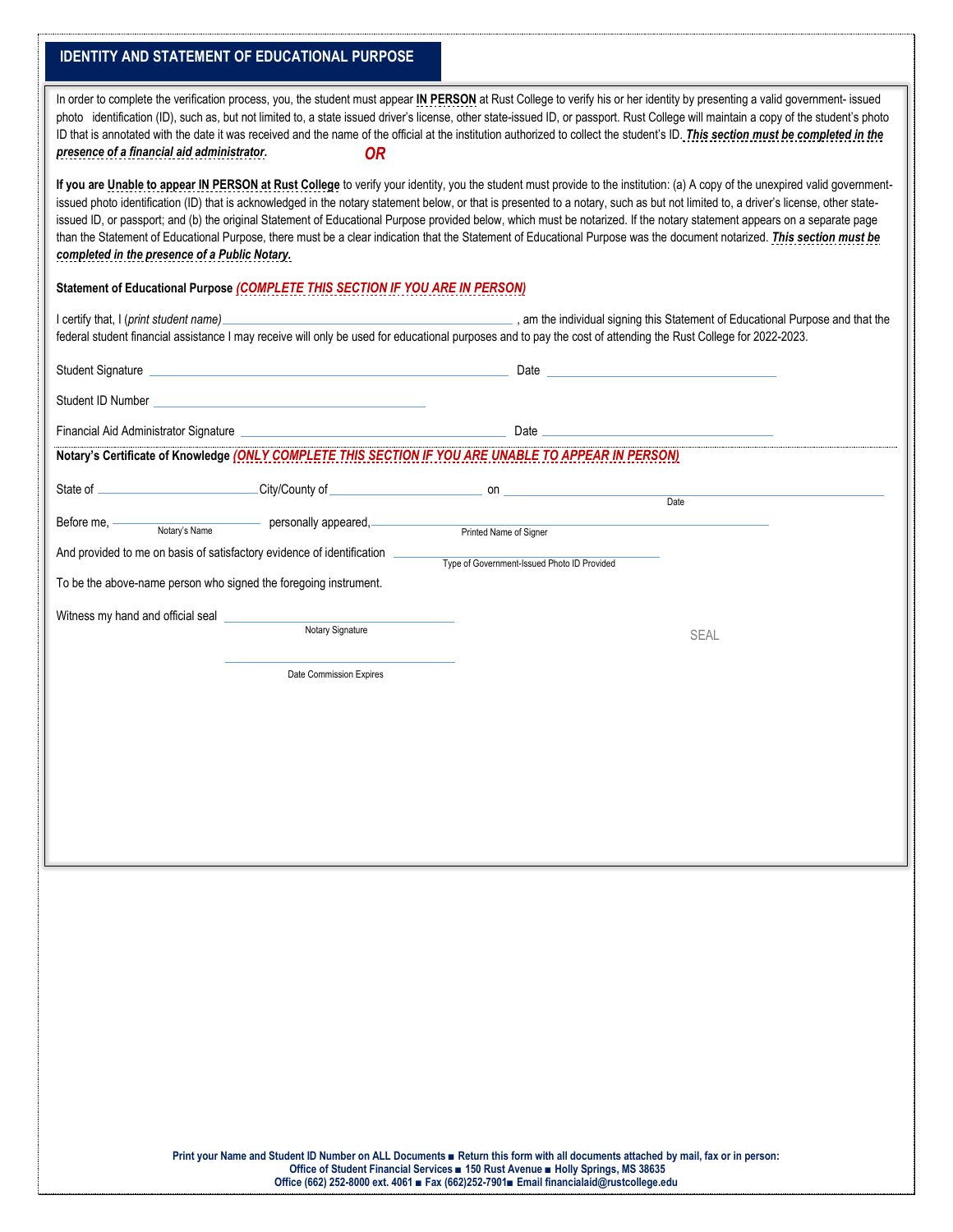## IDENTITY AND STATEMENT OF EDUCATIONAL PURPOSE

In order to complete the verification process, you, the student must appear **IN PERSON** at Rust College to verify his or her identity by presenting a valid government- issued photo identification (ID), such as, but not limited to, a state issued driver's license, other state-issued ID, or passport. Rust College will maintain a copy of the student's photo ID that is annotated with the date it was received and the name of the official at the institution authorized to collect the student's ID. ***This section must be completed in the presence of a financial aid administrator.***

***OR***

**If you are Unable to appear IN PERSON at Rust College** to verify your identity, you the student must provide to the institution: (a) A copy of the unexpired valid government-issued photo identification (ID) that is acknowledged in the notary statement below, or that is presented to a notary, such as but not limited to, a driver's license, other state-issued ID, or passport; and (b) the original Statement of Educational Purpose provided below, which must be notarized. If the notary statement appears on a separate page than the Statement of Educational Purpose, there must be a clear indication that the Statement of Educational Purpose was the document notarized. ***This section must be completed in the presence of a Public Notary.***

**Statement of Educational Purpose** ***(COMPLETE THIS SECTION IF YOU ARE IN PERSON)***

I certify that, I (*print student name*) ______________________________ , am the individual signing this Statement of Educational Purpose and that the federal student financial assistance I may receive will only be used for educational purposes and to pay the cost of attending the Rust College for 2022-2023.

Student Signature ______________________________ Date ______________________

Student ID Number ______________________________

Financial Aid Administrator Signature ______________________________ Date ______________________

**Notary's Certificate of Knowledge** ***(ONLY COMPLETE THIS SECTION IF YOU ARE UNABLE TO APPEAR IN PERSON)***

State of ____________________ City/County of ____________________ on ______________________
Date

Before me, ____________________ personally appeared, ______________________________
Notary's Name / Printed Name of Signer

And provided to me on basis of satisfactory evidence of identification ______________________________
Type of Government-Issued Photo ID Provided

To be the above-name person who signed the foregoing instrument.

Witness my hand and official seal ______________________________
Notary Signature

SEAL

______________________________
Date Commission Expires

**Print your Name and Student ID Number on ALL Documents ■ Return this form with all documents attached by mail, fax or in person:**
**Office of Student Financial Services ■ 150 Rust Avenue ■ Holly Springs, MS 38635**
**Office (662) 252-8000 ext. 4061 ■ Fax (662)252-7901■ Email financialaid@rustcollege.edu**